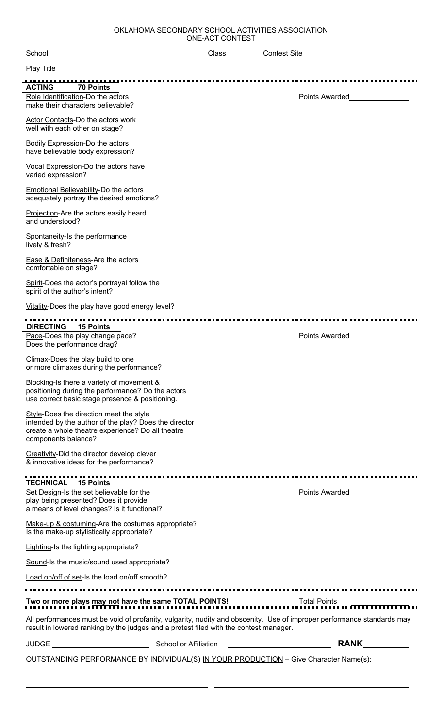OKLAHOMA SECONDARY SCHOOL ACTIVITIES ASSOCIATION
ONE-ACT CONTEST

School\_\_\_\_\_\_\_\_\_\_\_\_\_\_\_\_\_\_\_\_ Class\_\_\_\_\_\_ Contest Site\_\_\_\_\_\_\_\_\_\_\_\_\_\_\_\_\_\_\_\_

Play Title\_\_\_\_\_\_\_\_\_\_\_\_\_\_\_\_\_\_\_\_\_\_\_\_\_\_\_\_\_\_\_\_\_\_\_\_\_\_\_\_

## ACTING 70 Points

Points Awarded\_\_\_\_\_\_\_\_\_\_\_\_\_\_

Role Identification-Do the actors make their characters believable?

Actor Contacts-Do the actors work well with each other on stage?

Bodily Expression-Do the actors have believable body expression?

Vocal Expression-Do the actors have varied expression?

Emotional Believability-Do the actors adequately portray the desired emotions?

Projection-Are the actors easily heard and understood?

Spontaneity-Is the performance lively & fresh?

Ease & Definiteness-Are the actors comfortable on stage?

Spirit-Does the actor's portrayal follow the spirit of the author's intent?

Vitality-Does the play have good energy level?

## DIRECTING 15 Points

Points Awarded\_\_\_\_\_\_\_\_\_\_\_\_\_\_

Pace-Does the play change pace? Does the performance drag?

Climax-Does the play build to one or more climaxes during the performance?

Blocking-Is there a variety of movement & positioning during the performance? Do the actors use correct basic stage presence & positioning.

Style-Does the direction meet the style intended by the author of the play? Does the director create a whole theatre experience? Do all theatre components balance?

Creativity-Did the director develop clever & innovative ideas for the performance?

## TECHNICAL 15 Points

Points Awarded\_\_\_\_\_\_\_\_\_\_\_\_\_\_

Set Design-Is the set believable for the play being presented? Does it provide a means of level changes? Is it functional?

Make-up & costuming-Are the costumes appropriate? Is the make-up stylistically appropriate?

Lighting-Is the lighting appropriate?

Sound-Is the music/sound used appropriate?

Load on/off of set-Is the load on/off smooth?

**Two or more plays may not have the same TOTAL POINTS!** Total Points\_\_\_\_\_\_\_\_\_\_\_\_\_\_

All performances must be void of profanity, vulgarity, nudity and obscenity. Use of improper performance standards may result in lowered ranking by the judges and a protest filed with the contest manager.

JUDGE\_\_\_\_\_\_\_\_\_\_\_\_\_\_\_\_\_\_\_\_ School or Affiliation\_\_\_\_\_\_\_\_\_\_\_\_\_\_\_\_\_\_\_\_ **RANK**\_\_\_\_\_\_\_\_\_\_

OUTSTANDING PERFORMANCE BY INDIVIDUAL(S) IN YOUR PRODUCTION – Give Character Name(s):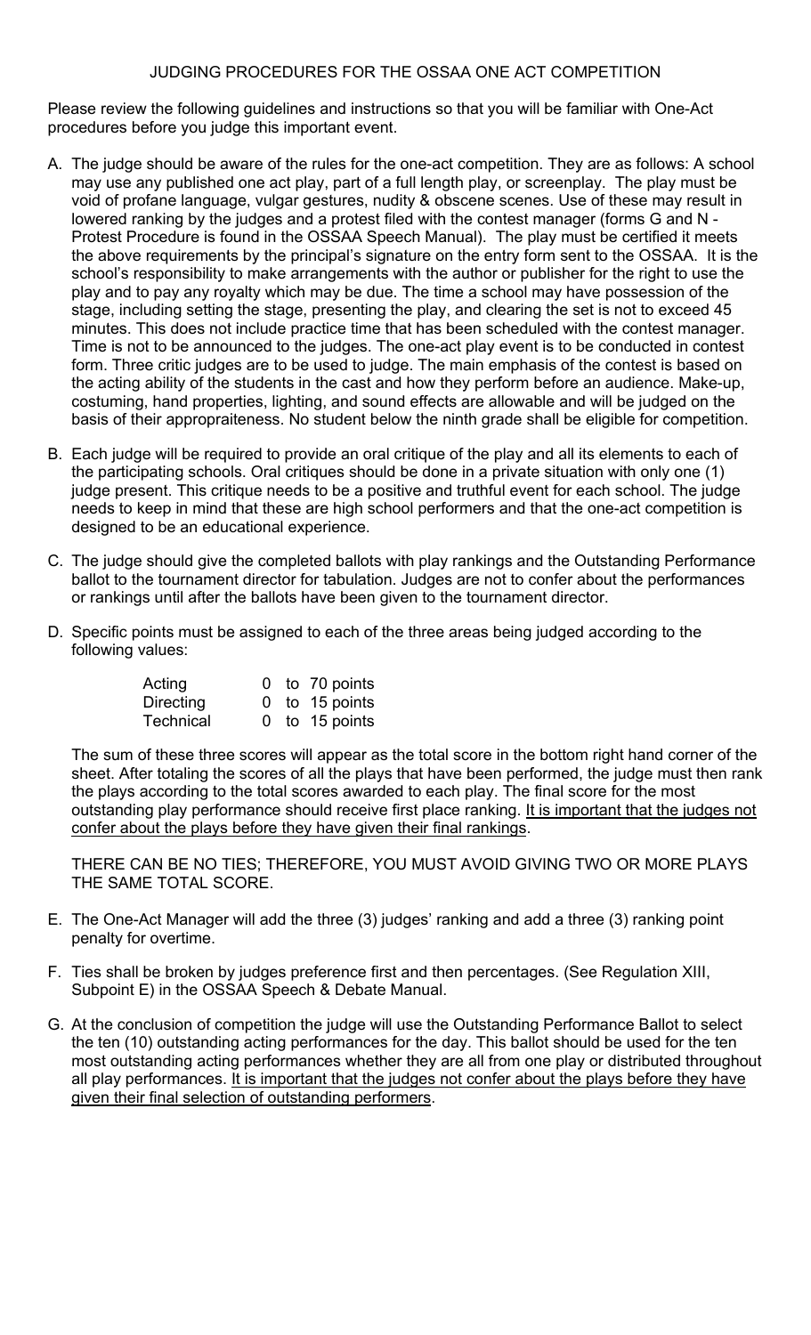# JUDGING PROCEDURES FOR THE OSSAA ONE ACT COMPETITION

Please review the following guidelines and instructions so that you will be familiar with One-Act procedures before you judge this important event.

A. The judge should be aware of the rules for the one-act competition. They are as follows: A school may use any published one act play, part of a full length play, or screenplay. The play must be void of profane language, vulgar gestures, nudity & obscene scenes. Use of these may result in lowered ranking by the judges and a protest filed with the contest manager (forms G and N - Protest Procedure is found in the OSSAA Speech Manual). The play must be certified it meets the above requirements by the principal's signature on the entry form sent to the OSSAA. It is the school's responsibility to make arrangements with the author or publisher for the right to use the play and to pay any royalty which may be due. The time a school may have possession of the stage, including setting the stage, presenting the play, and clearing the set is not to exceed 45 minutes. This does not include practice time that has been scheduled with the contest manager. Time is not to be announced to the judges. The one-act play event is to be conducted in contest form. Three critic judges are to be used to judge. The main emphasis of the contest is based on the acting ability of the students in the cast and how they perform before an audience. Make-up, costuming, hand properties, lighting, and sound effects are allowable and will be judged on the basis of their appropraiteness. No student below the ninth grade shall be eligible for competition.

B. Each judge will be required to provide an oral critique of the play and all its elements to each of the participating schools. Oral critiques should be done in a private situation with only one (1) judge present. This critique needs to be a positive and truthful event for each school. The judge needs to keep in mind that these are high school performers and that the one-act competition is designed to be an educational experience.

C. The judge should give the completed ballots with play rankings and the Outstanding Performance ballot to the tournament director for tabulation. Judges are not to confer about the performances or rankings until after the ballots have been given to the tournament director.

D. Specific points must be assigned to each of the three areas being judged according to the following values:

| | |
|---|---|
| Acting | 0 to 70 points |
| Directing | 0 to 15 points |
| Technical | 0 to 15 points |

The sum of these three scores will appear as the total score in the bottom right hand corner of the sheet. After totaling the scores of all the plays that have been performed, the judge must then rank the plays according to the total scores awarded to each play. The final score for the most outstanding play performance should receive first place ranking. <u>It is important that the judges not confer about the plays before they have given their final rankings</u>.

THERE CAN BE NO TIES; THEREFORE, YOU MUST AVOID GIVING TWO OR MORE PLAYS THE SAME TOTAL SCORE.

E. The One-Act Manager will add the three (3) judges' ranking and add a three (3) ranking point penalty for overtime.

F. Ties shall be broken by judges preference first and then percentages. (See Regulation XIII, Subpoint E) in the OSSAA Speech & Debate Manual.

G. At the conclusion of competition the judge will use the Outstanding Performance Ballot to select the ten (10) outstanding acting performances for the day. This ballot should be used for the ten most outstanding acting performances whether they are all from one play or distributed throughout all play performances. <u>It is important that the judges not confer about the plays before they have given their final selection of outstanding performers</u>.